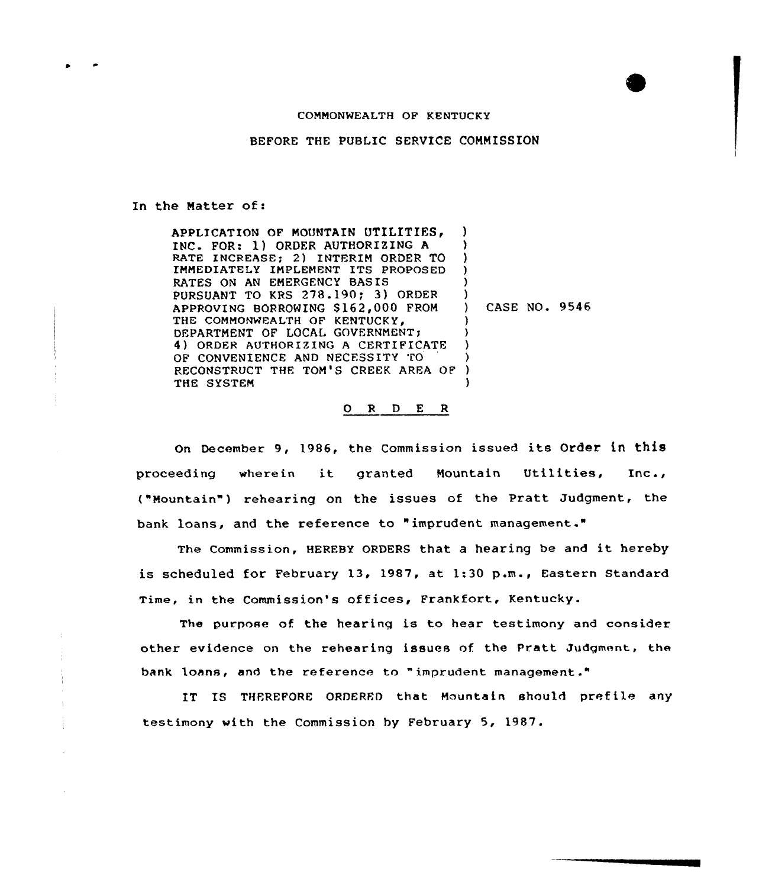COMMONWEALTH OF KENTUCKY

BEFORE THE PUBLIC SERVICE COMMISSION

In the Matter of:

| | | |
|---|---|---|
| APPLICATION OF MOUNTAIN UTILITIES, INC. FOR: 1) ORDER AUTHORIZING A RATE INCREASE; 2) INTERIM ORDER TO IMMEDIATELY IMPLEMENT ITS PROPOSED RATES ON AN EMERGENCY BASIS PURSUANT TO KRS 278.190; 3) ORDER APPROVING BORROWING $162,000 FROM THE COMMONWEALTH OF KENTUCKY, DEPARTMENT OF LOCAL GOVERNMENT; 4) ORDER AUTHORIZING A CERTIFICATE OF CONVENIENCE AND NECESSITY TO RECONSTRUCT THE TOM'S CREEK AREA OF THE SYSTEM | ) | CASE NO. 9546 |

O R D E R

On December 9, 1986, the Commission issued its Order in this proceeding wherein it granted Mountain Utilities, Inc., ("Mountain") rehearing on the issues of the Pratt Judgment, the bank loans, and the reference to "imprudent management."

The Commission, HEREBY ORDERS that a hearing be and it hereby is scheduled for February 13, 1987, at 1:30 p.m., Eastern Standard Time, in the Commission's offices, Frankfort, Kentucky.

The purpose of the hearing is to hear testimony and consider other evidence on the rehearing issues of the Pratt Judgment, the bank loans, and the reference to "imprudent management."

IT IS THEREFORE ORDERED that Mountain should prefile any testimony with the Commission by February 5, 1987.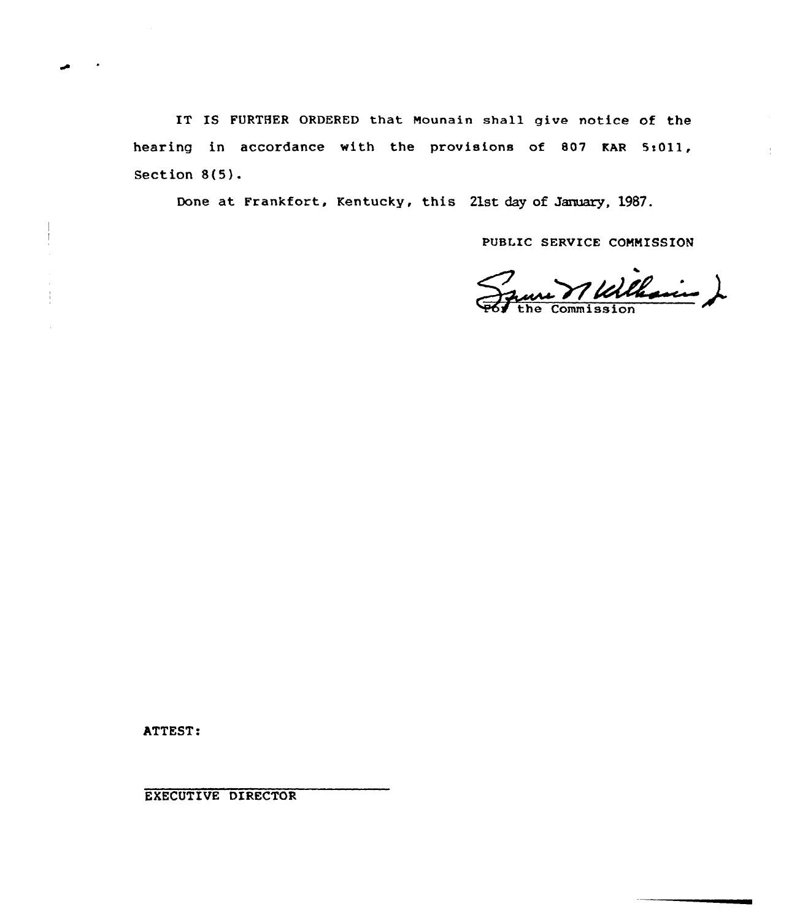IT IS FURTHER ORDERED that Mounain shall give notice of the hearing in accordance with the provisions of 807 KAR 5:011, Section 8(5).

Done at Frankfort, Kentucky, this 21st day of January, 1987.

PUBLIC SERVICE COMMISSION

For the Commission

ATTEST:

EXECUTIVE DIRECTOR